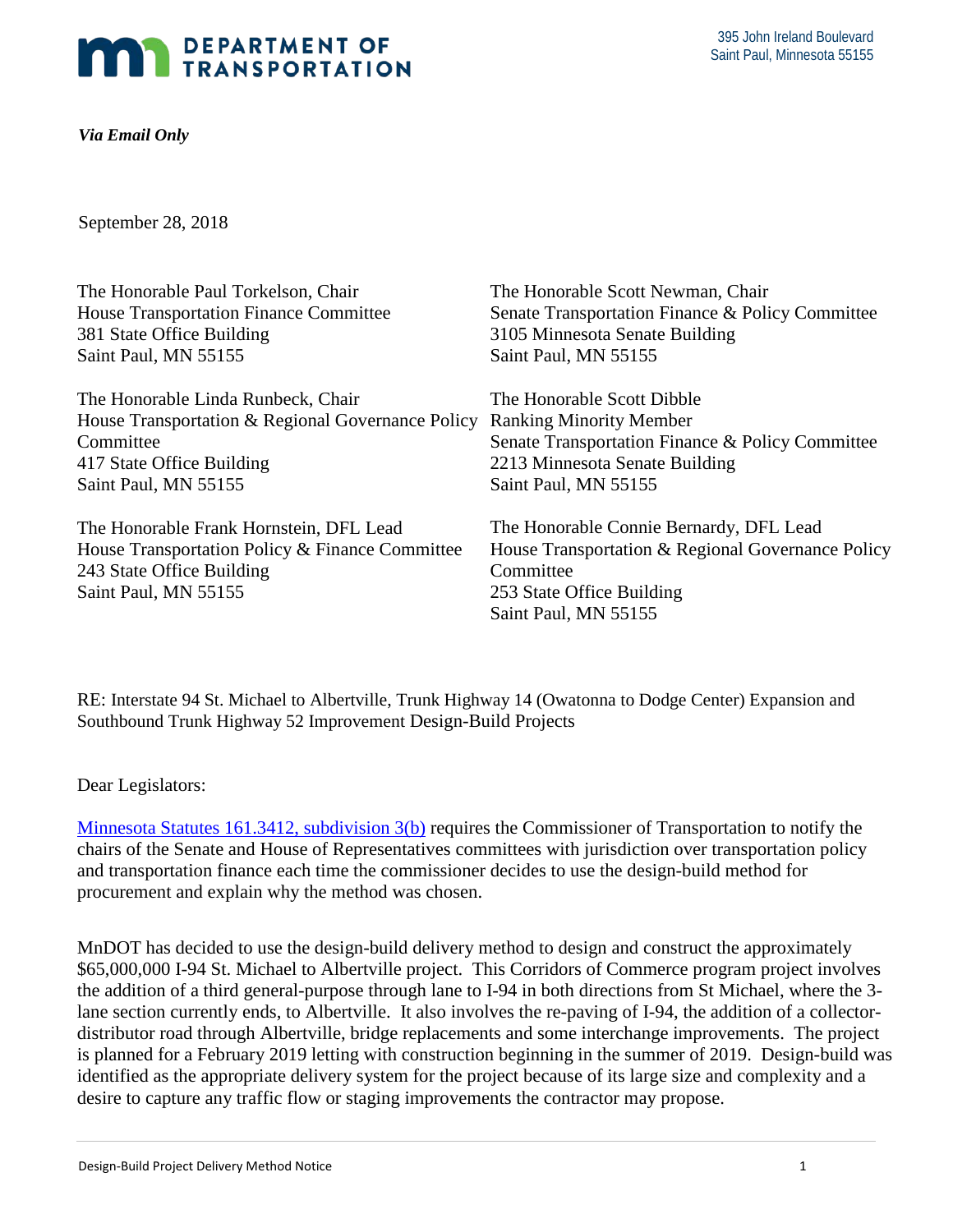DEPARTMENT OF TRANSPORTATION

395 John Ireland Boulevard
Saint Paul, Minnesota 55155

***Via Email Only***

September 28, 2018

The Honorable Paul Torkelson, Chair
House Transportation Finance Committee
381 State Office Building
Saint Paul, MN 55155

The Honorable Linda Runbeck, Chair
House Transportation & Regional Governance Policy Committee
417 State Office Building
Saint Paul, MN 55155

The Honorable Frank Hornstein, DFL Lead
House Transportation Policy & Finance Committee
243 State Office Building
Saint Paul, MN 55155

The Honorable Scott Newman, Chair
Senate Transportation Finance & Policy Committee
3105 Minnesota Senate Building
Saint Paul, MN 55155

The Honorable Scott Dibble
Ranking Minority Member
Senate Transportation Finance & Policy Committee
2213 Minnesota Senate Building
Saint Paul, MN 55155

The Honorable Connie Bernardy, DFL Lead
House Transportation & Regional Governance Policy Committee
253 State Office Building
Saint Paul, MN 55155

RE: Interstate 94 St. Michael to Albertville, Trunk Highway 14 (Owatonna to Dodge Center) Expansion and Southbound Trunk Highway 52 Improvement Design-Build Projects

Dear Legislators:

Minnesota Statutes 161.3412, subdivision 3(b) requires the Commissioner of Transportation to notify the chairs of the Senate and House of Representatives committees with jurisdiction over transportation policy and transportation finance each time the commissioner decides to use the design-build method for procurement and explain why the method was chosen.

MnDOT has decided to use the design-build delivery method to design and construct the approximately $65,000,000 I-94 St. Michael to Albertville project. This Corridors of Commerce program project involves the addition of a third general-purpose through lane to I-94 in both directions from St Michael, where the 3-lane section currently ends, to Albertville. It also involves the re-paving of I-94, the addition of a collector-distributor road through Albertville, bridge replacements and some interchange improvements. The project is planned for a February 2019 letting with construction beginning in the summer of 2019. Design-build was identified as the appropriate delivery system for the project because of its large size and complexity and a desire to capture any traffic flow or staging improvements the contractor may propose.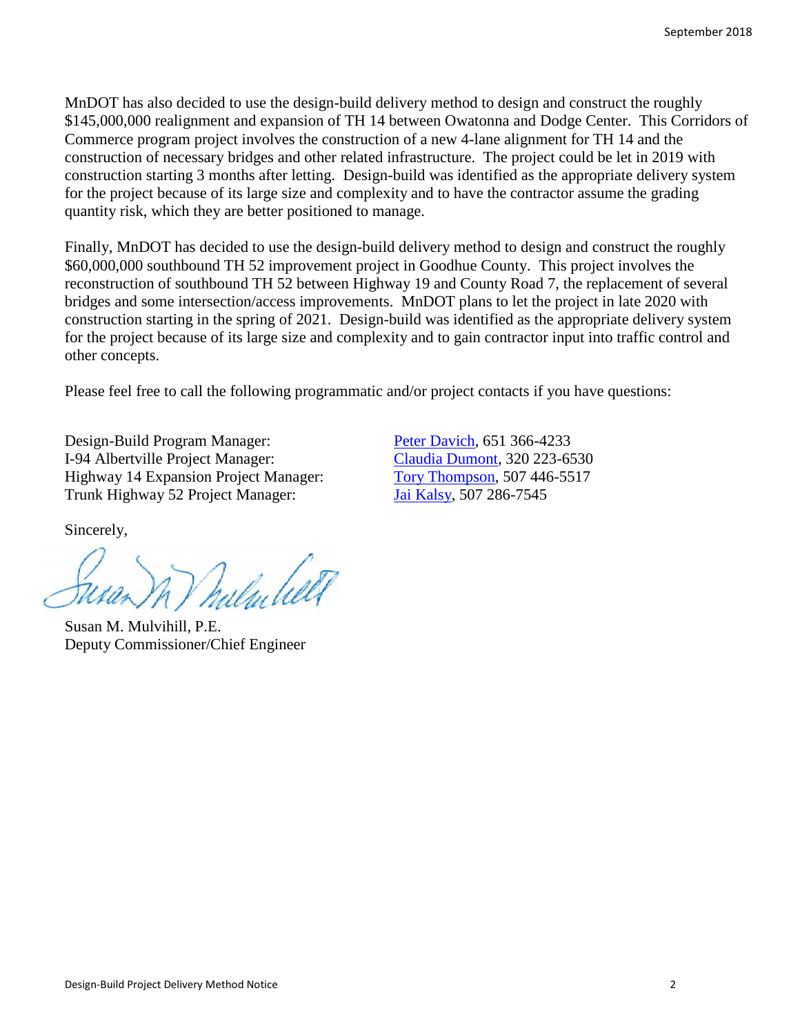MnDOT has also decided to use the design-build delivery method to design and construct the roughly $145,000,000 realignment and expansion of TH 14 between Owatonna and Dodge Center. This Corridors of Commerce program project involves the construction of a new 4-lane alignment for TH 14 and the construction of necessary bridges and other related infrastructure. The project could be let in 2019 with construction starting 3 months after letting. Design-build was identified as the appropriate delivery system for the project because of its large size and complexity and to have the contractor assume the grading quantity risk, which they are better positioned to manage.

Finally, MnDOT has decided to use the design-build delivery method to design and construct the roughly $60,000,000 southbound TH 52 improvement project in Goodhue County. This project involves the reconstruction of southbound TH 52 between Highway 19 and County Road 7, the replacement of several bridges and some intersection/access improvements. MnDOT plans to let the project in late 2020 with construction starting in the spring of 2021. Design-build was identified as the appropriate delivery system for the project because of its large size and complexity and to gain contractor input into traffic control and other concepts.

Please feel free to call the following programmatic and/or project contacts if you have questions:

| | |
|---|---|
| Design-Build Program Manager: | Peter Davich, 651 366-4233 |
| I-94 Albertville Project Manager: | Claudia Dumont, 320 223-6530 |
| Highway 14 Expansion Project Manager: | Tory Thompson, 507 446-5517 |
| Trunk Highway 52 Project Manager: | Jai Kalsy, 507 286-7545 |

Sincerely,

Susan M. Mulvihill, P.E.
Deputy Commissioner/Chief Engineer